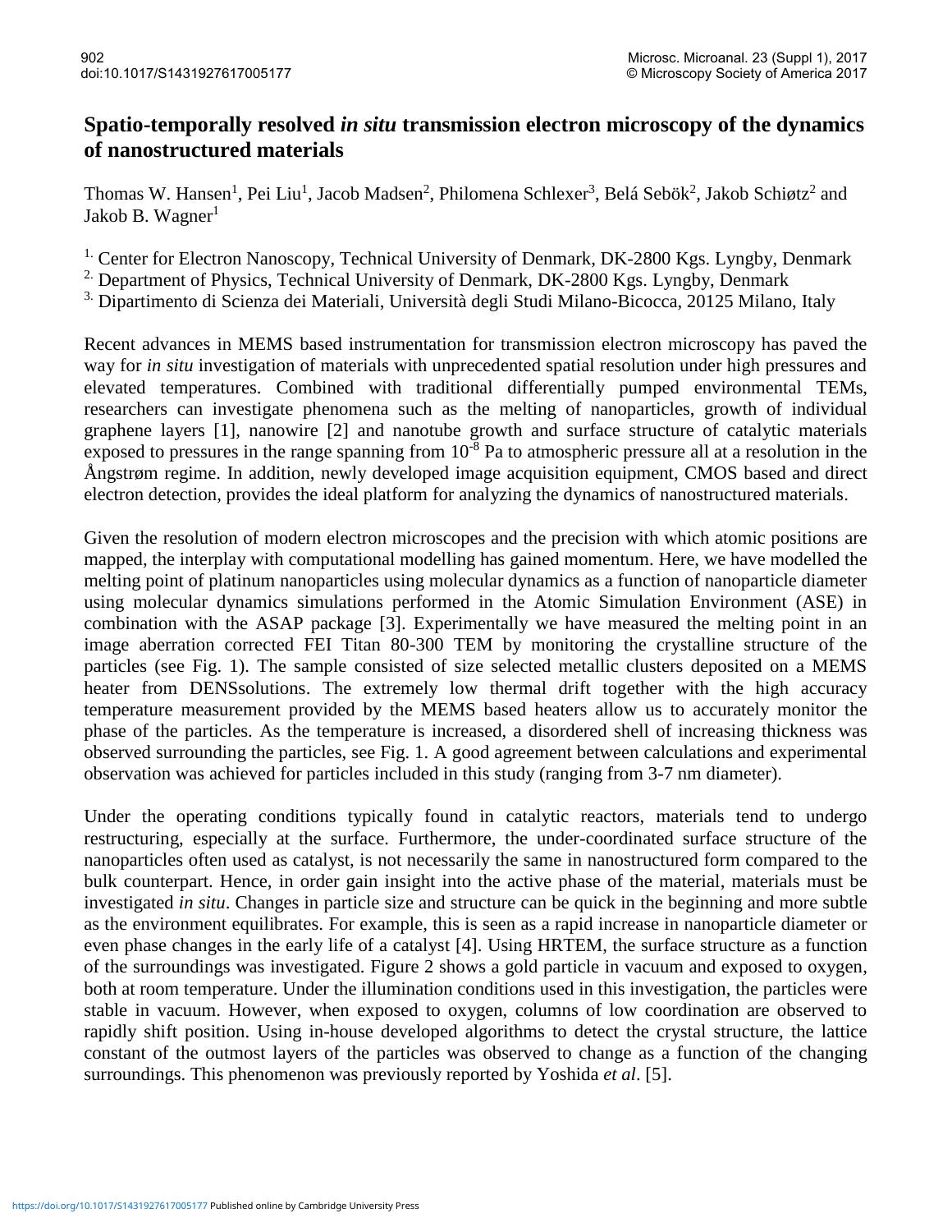# Spatio-temporally resolved *in situ* transmission electron microscopy of the dynamics of nanostructured materials

Thomas W. Hansen[1], Pei Liu[1], Jacob Madsen[2], Philomena Schlexer[3], Belá Sebök[2], Jakob Schiøtz[2] and Jakob B. Wagner[1]

[1] Center for Electron Nanoscopy, Technical University of Denmark, DK-2800 Kgs. Lyngby, Denmark

[2] Department of Physics, Technical University of Denmark, DK-2800 Kgs. Lyngby, Denmark

[3] Dipartimento di Scienza dei Materiali, Università degli Studi Milano-Bicocca, 20125 Milano, Italy

Recent advances in MEMS based instrumentation for transmission electron microscopy has paved the way for *in situ* investigation of materials with unprecedented spatial resolution under high pressures and elevated temperatures. Combined with traditional differentially pumped environmental TEMs, researchers can investigate phenomena such as the melting of nanoparticles, growth of individual graphene layers [1], nanowire [2] and nanotube growth and surface structure of catalytic materials exposed to pressures in the range spanning from $10^{-8}$ Pa to atmospheric pressure all at a resolution in the Ångstrøm regime. In addition, newly developed image acquisition equipment, CMOS based and direct electron detection, provides the ideal platform for analyzing the dynamics of nanostructured materials.

Given the resolution of modern electron microscopes and the precision with which atomic positions are mapped, the interplay with computational modelling has gained momentum. Here, we have modelled the melting point of platinum nanoparticles using molecular dynamics as a function of nanoparticle diameter using molecular dynamics simulations performed in the Atomic Simulation Environment (ASE) in combination with the ASAP package [3]. Experimentally we have measured the melting point in an image aberration corrected FEI Titan 80-300 TEM by monitoring the crystalline structure of the particles (see Fig. 1). The sample consisted of size selected metallic clusters deposited on a MEMS heater from DENSsolutions. The extremely low thermal drift together with the high accuracy temperature measurement provided by the MEMS based heaters allow us to accurately monitor the phase of the particles. As the temperature is increased, a disordered shell of increasing thickness was observed surrounding the particles, see Fig. 1. A good agreement between calculations and experimental observation was achieved for particles included in this study (ranging from 3-7 nm diameter).

Under the operating conditions typically found in catalytic reactors, materials tend to undergo restructuring, especially at the surface. Furthermore, the under-coordinated surface structure of the nanoparticles often used as catalyst, is not necessarily the same in nanostructured form compared to the bulk counterpart. Hence, in order gain insight into the active phase of the material, materials must be investigated *in situ*. Changes in particle size and structure can be quick in the beginning and more subtle as the environment equilibrates. For example, this is seen as a rapid increase in nanoparticle diameter or even phase changes in the early life of a catalyst [4]. Using HRTEM, the surface structure as a function of the surroundings was investigated. Figure 2 shows a gold particle in vacuum and exposed to oxygen, both at room temperature. Under the illumination conditions used in this investigation, the particles were stable in vacuum. However, when exposed to oxygen, columns of low coordination are observed to rapidly shift position. Using in-house developed algorithms to detect the crystal structure, the lattice constant of the outmost layers of the particles was observed to change as a function of the changing surroundings. This phenomenon was previously reported by Yoshida *et al*. [5].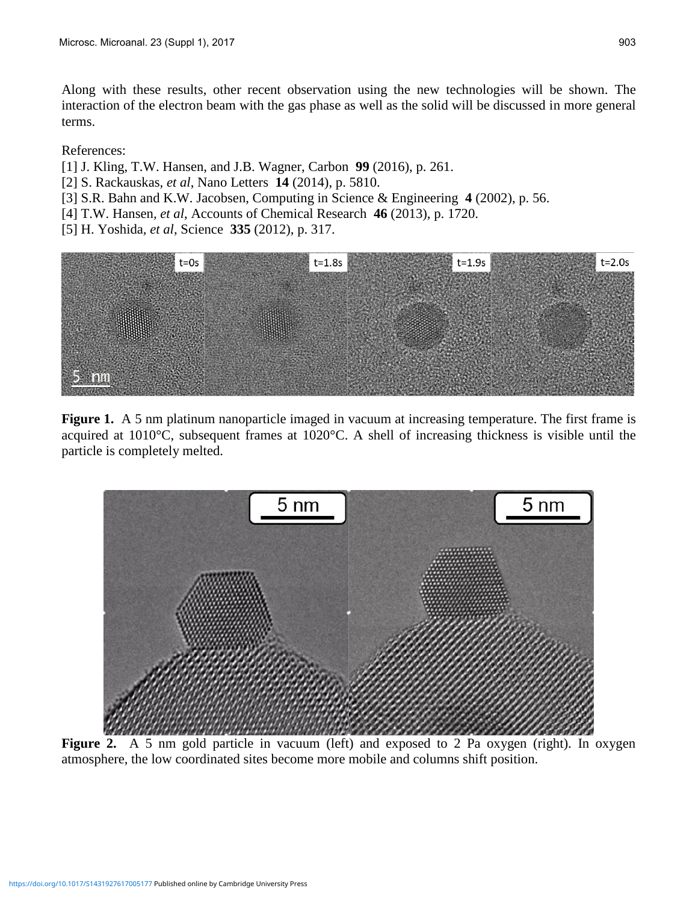Along with these results, other recent observation using the new technologies will be shown. The interaction of the electron beam with the gas phase as well as the solid will be discussed in more general terms.

References:

[1] J. Kling, T.W. Hansen, and J.B. Wagner, Carbon **99** (2016), p. 261.
[2] S. Rackauskas, *et al*, Nano Letters **14** (2014), p. 5810.
[3] S.R. Bahn and K.W. Jacobsen, Computing in Science & Engineering **4** (2002), p. 56.
[4] T.W. Hansen, *et al*, Accounts of Chemical Research **46** (2013), p. 1720.
[5] H. Yoshida, *et al*, Science **335** (2012), p. 317.

t=0s
t=1.8s
t=1.9s
t=2.0s
5 nm

**Figure 1.** A 5 nm platinum nanoparticle imaged in vacuum at increasing temperature. The first frame is acquired at 1010°C, subsequent frames at 1020°C. A shell of increasing thickness is visible until the particle is completely melted.

5 nm
5 nm

**Figure 2.** A 5 nm gold particle in vacuum (left) and exposed to 2 Pa oxygen (right). In oxygen atmosphere, the low coordinated sites become more mobile and columns shift position.